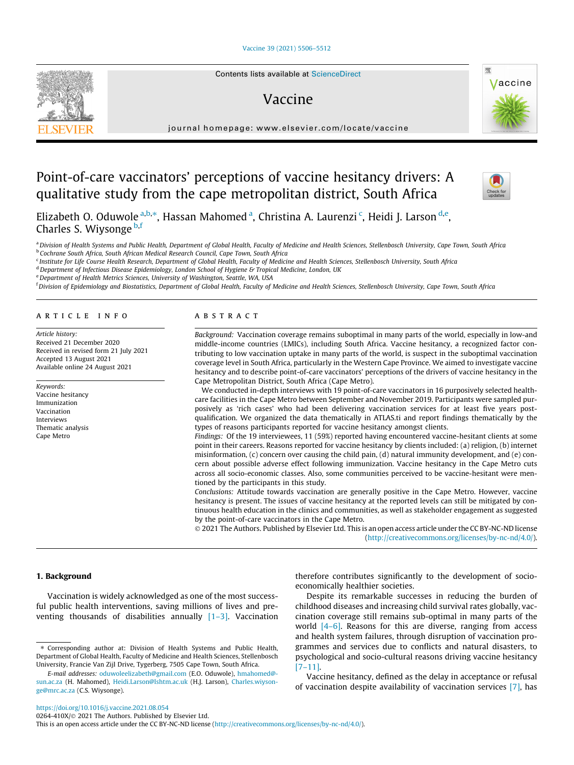# Point-of-care vaccinators' perceptions of vaccine hesitancy drivers: A qualitative study from the cape metropolitan district, South Africa

Elizabeth O. Oduwole [a,b,*], Hassan Mahomed [a], Christina A. Laurenzi [c], Heidi J. Larson [d,e], Charles S. Wiysonge [b,f]

[a] Division of Health Systems and Public Health, Department of Global Health, Faculty of Medicine and Health Sciences, Stellenbosch University, Cape Town, South Africa
[b] Cochrane South Africa, South African Medical Research Council, Cape Town, South Africa
[c] Institute for Life Course Health Research, Department of Global Health, Faculty of Medicine and Health Sciences, Stellenbosch University, South Africa
[d] Department of Infectious Disease Epidemiology, London School of Hygiene & Tropical Medicine, London, UK
[e] Department of Health Metrics Sciences, University of Washington, Seattle, WA, USA
[f] Division of Epidemiology and Biostatistics, Department of Global Health, Faculty of Medicine and Health Sciences, Stellenbosch University, Cape Town, South Africa

## ARTICLE INFO

*Article history:*
Received 21 December 2020
Received in revised form 21 July 2021
Accepted 13 August 2021
Available online 24 August 2021

*Keywords:*
Vaccine hesitancy
Immunization
Vaccination
Interviews
Thematic analysis
Cape Metro

## ABSTRACT

*Background:* Vaccination coverage remains suboptimal in many parts of the world, especially in low-and middle-income countries (LMICs), including South Africa. Vaccine hesitancy, a recognized factor contributing to low vaccination uptake in many parts of the world, is suspect in the suboptimal vaccination coverage level in South Africa, particularly in the Western Cape Province. We aimed to investigate vaccine hesitancy and to describe point-of-care vaccinators' perceptions of the drivers of vaccine hesitancy in the Cape Metropolitan District, South Africa (Cape Metro).

We conducted in-depth interviews with 19 point-of-care vaccinators in 16 purposively selected healthcare facilities in the Cape Metro between September and November 2019. Participants were sampled purposively as 'rich cases' who had been delivering vaccination services for at least five years post-qualification. We organized the data thematically in ATLAS.ti and report findings thematically by the types of reasons participants reported for vaccine hesitancy amongst clients.

*Findings:* Of the 19 interviewees, 11 (59%) reported having encountered vaccine-hesitant clients at some point in their careers. Reasons reported for vaccine hesitancy by clients included: (a) religion, (b) internet misinformation, (c) concern over causing the child pain, (d) natural immunity development, and (e) concern about possible adverse effect following immunization. Vaccine hesitancy in the Cape Metro cuts across all socio-economic classes. Also, some communities perceived to be vaccine-hesitant were mentioned by the participants in this study.

*Conclusions:* Attitude towards vaccination are generally positive in the Cape Metro. However, vaccine hesitancy is present. The issues of vaccine hesitancy at the reported levels can still be mitigated by continuous health education in the clinics and communities, as well as stakeholder engagement as suggested by the point-of-care vaccinators in the Cape Metro.

© 2021 The Authors. Published by Elsevier Ltd. This is an open access article under the CC BY-NC-ND license (http://creativecommons.org/licenses/by-nc-nd/4.0/).

## 1. Background

Vaccination is widely acknowledged as one of the most successful public health interventions, saving millions of lives and preventing thousands of disabilities annually [1–3]. Vaccination therefore contributes significantly to the development of socio-economically healthier societies.

Despite its remarkable successes in reducing the burden of childhood diseases and increasing child survival rates globally, vaccination coverage still remains sub-optimal in many parts of the world [4–6]. Reasons for this are diverse, ranging from access and health system failures, through disruption of vaccination programmes and services due to conflicts and natural disasters, to psychological and socio-cultural reasons driving vaccine hesitancy [7–11].

Vaccine hesitancy, defined as the delay in acceptance or refusal of vaccination despite availability of vaccination services [7], has

---

* Corresponding author at: Division of Health Systems and Public Health, Department of Global Health, Faculty of Medicine and Health Sciences, Stellenbosch University, Francie Van Zijl Drive, Tygerberg, 7505 Cape Town, South Africa.

*E-mail addresses:* oduwoleelizabeth@gmail.com (E.O. Oduwole), hmahomed@sun.ac.za (H. Mahomed), Heidi.Larson@lshtm.ac.uk (H.J. Larson), Charles.wiysonge@mrc.ac.za (C.S. Wiysonge).

https://doi.org/10.1016/j.vaccine.2021.08.054
0264-410X/© 2021 The Authors. Published by Elsevier Ltd.
This is an open access article under the CC BY-NC-ND license (http://creativecommons.org/licenses/by-nc-nd/4.0/).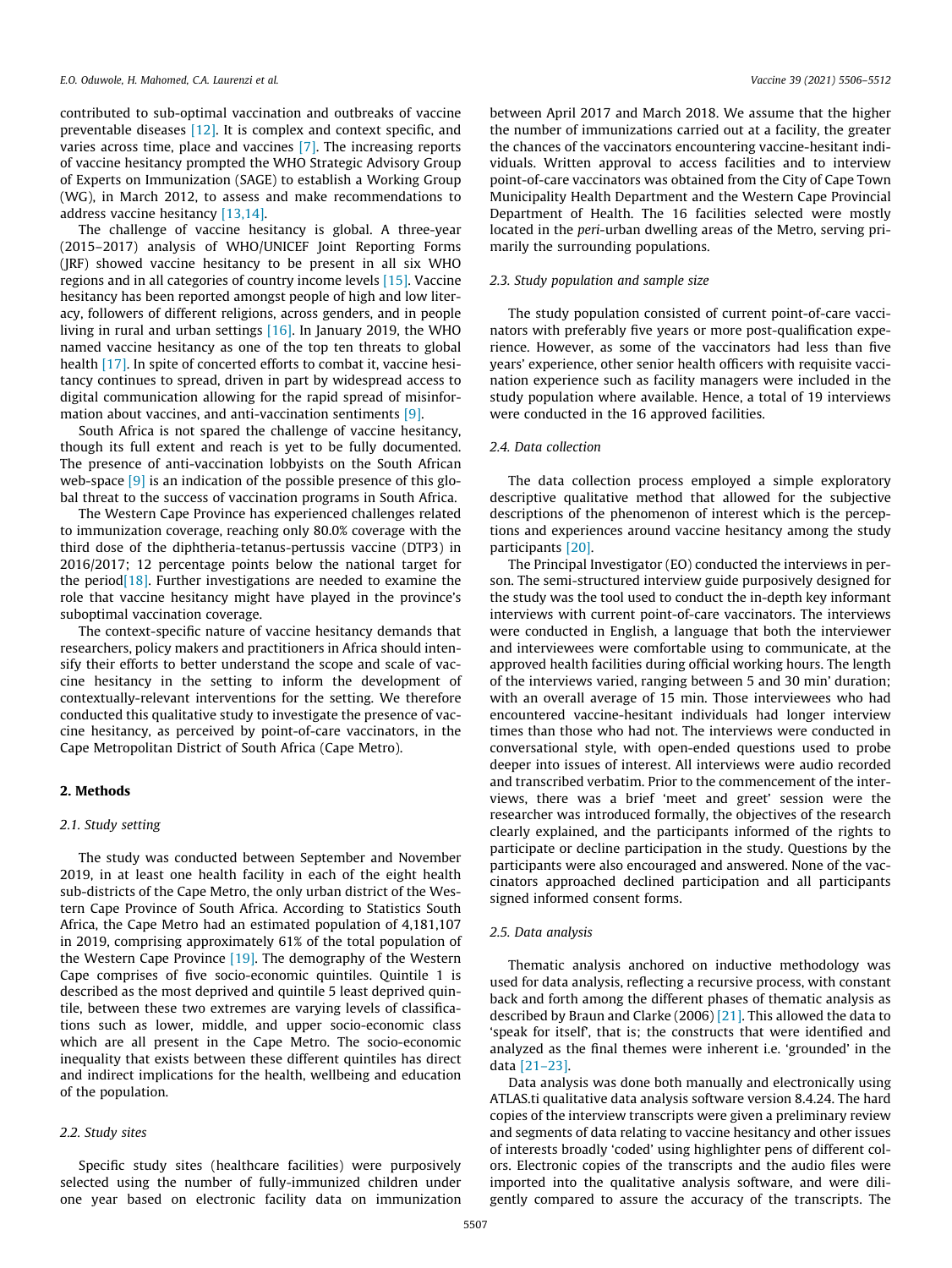contributed to sub-optimal vaccination and outbreaks of vaccine preventable diseases [12]. It is complex and context specific, and varies across time, place and vaccines [7]. The increasing reports of vaccine hesitancy prompted the WHO Strategic Advisory Group of Experts on Immunization (SAGE) to establish a Working Group (WG), in March 2012, to assess and make recommendations to address vaccine hesitancy [13,14].

The challenge of vaccine hesitancy is global. A three-year (2015–2017) analysis of WHO/UNICEF Joint Reporting Forms (JRF) showed vaccine hesitancy to be present in all six WHO regions and in all categories of country income levels [15]. Vaccine hesitancy has been reported amongst people of high and low literacy, followers of different religions, across genders, and in people living in rural and urban settings [16]. In January 2019, the WHO named vaccine hesitancy as one of the top ten threats to global health [17]. In spite of concerted efforts to combat it, vaccine hesitancy continues to spread, driven in part by widespread access to digital communication allowing for the rapid spread of misinformation about vaccines, and anti-vaccination sentiments [9].

South Africa is not spared the challenge of vaccine hesitancy, though its full extent and reach is yet to be fully documented. The presence of anti-vaccination lobbyists on the South African web-space [9] is an indication of the possible presence of this global threat to the success of vaccination programs in South Africa.

The Western Cape Province has experienced challenges related to immunization coverage, reaching only 80.0% coverage with the third dose of the diphtheria-tetanus-pertussis vaccine (DTP3) in 2016/2017; 12 percentage points below the national target for the period[18]. Further investigations are needed to examine the role that vaccine hesitancy might have played in the province's suboptimal vaccination coverage.

The context-specific nature of vaccine hesitancy demands that researchers, policy makers and practitioners in Africa should intensify their efforts to better understand the scope and scale of vaccine hesitancy in the setting to inform the development of contextually-relevant interventions for the setting. We therefore conducted this qualitative study to investigate the presence of vaccine hesitancy, as perceived by point-of-care vaccinators, in the Cape Metropolitan District of South Africa (Cape Metro).

## 2. Methods

### 2.1. Study setting

The study was conducted between September and November 2019, in at least one health facility in each of the eight health sub-districts of the Cape Metro, the only urban district of the Western Cape Province of South Africa. According to Statistics South Africa, the Cape Metro had an estimated population of 4,181,107 in 2019, comprising approximately 61% of the total population of the Western Cape Province [19]. The demography of the Western Cape comprises of five socio-economic quintiles. Quintile 1 is described as the most deprived and quintile 5 least deprived quintile, between these two extremes are varying levels of classifications such as lower, middle, and upper socio-economic class which are all present in the Cape Metro. The socio-economic inequality that exists between these different quintiles has direct and indirect implications for the health, wellbeing and education of the population.

### 2.2. Study sites

Specific study sites (healthcare facilities) were purposively selected using the number of fully-immunized children under one year based on electronic facility data on immunization between April 2017 and March 2018. We assume that the higher the number of immunizations carried out at a facility, the greater the chances of the vaccinators encountering vaccine-hesitant individuals. Written approval to access facilities and to interview point-of-care vaccinators was obtained from the City of Cape Town Municipality Health Department and the Western Cape Provincial Department of Health. The 16 facilities selected were mostly located in the *peri*-urban dwelling areas of the Metro, serving primarily the surrounding populations.

### 2.3. Study population and sample size

The study population consisted of current point-of-care vaccinators with preferably five years or more post-qualification experience. However, as some of the vaccinators had less than five years' experience, other senior health officers with requisite vaccination experience such as facility managers were included in the study population where available. Hence, a total of 19 interviews were conducted in the 16 approved facilities.

### 2.4. Data collection

The data collection process employed a simple exploratory descriptive qualitative method that allowed for the subjective descriptions of the phenomenon of interest which is the perceptions and experiences around vaccine hesitancy among the study participants [20].

The Principal Investigator (EO) conducted the interviews in person. The semi-structured interview guide purposively designed for the study was the tool used to conduct the in-depth key informant interviews with current point-of-care vaccinators. The interviews were conducted in English, a language that both the interviewer and interviewees were comfortable using to communicate, at the approved health facilities during official working hours. The length of the interviews varied, ranging between 5 and 30 min' duration; with an overall average of 15 min. Those interviewees who had encountered vaccine-hesitant individuals had longer interview times than those who had not. The interviews were conducted in conversational style, with open-ended questions used to probe deeper into issues of interest. All interviews were audio recorded and transcribed verbatim. Prior to the commencement of the interviews, there was a brief 'meet and greet' session were the researcher was introduced formally, the objectives of the research clearly explained, and the participants informed of the rights to participate or decline participation in the study. Questions by the participants were also encouraged and answered. None of the vaccinators approached declined participation and all participants signed informed consent forms.

### 2.5. Data analysis

Thematic analysis anchored on inductive methodology was used for data analysis, reflecting a recursive process, with constant back and forth among the different phases of thematic analysis as described by Braun and Clarke (2006) [21]. This allowed the data to 'speak for itself', that is; the constructs that were identified and analyzed as the final themes were inherent i.e. 'grounded' in the data [21–23].

Data analysis was done both manually and electronically using ATLAS.ti qualitative data analysis software version 8.4.24. The hard copies of the interview transcripts were given a preliminary review and segments of data relating to vaccine hesitancy and other issues of interests broadly 'coded' using highlighter pens of different colors. Electronic copies of the transcripts and the audio files were imported into the qualitative analysis software, and were diligently compared to assure the accuracy of the transcripts. The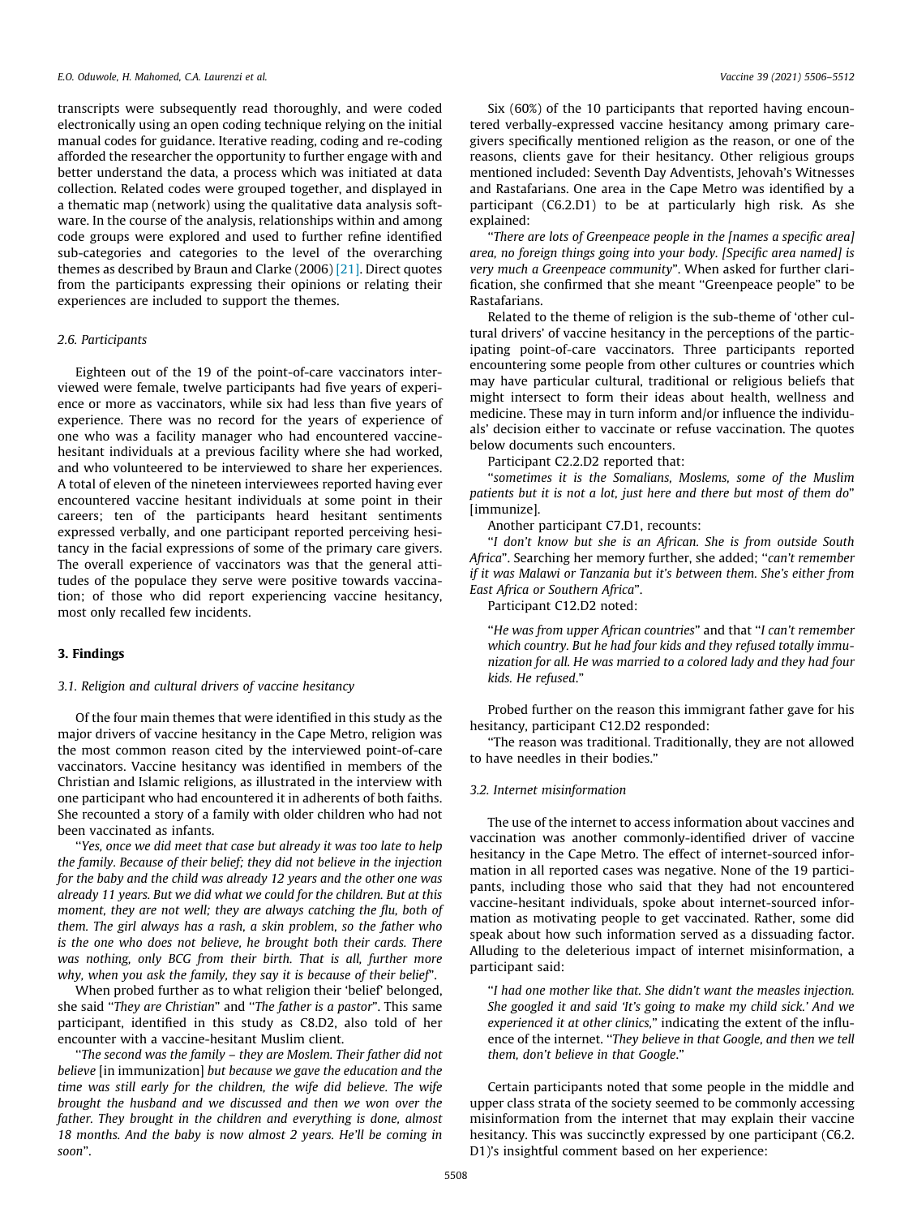transcripts were subsequently read thoroughly, and were coded electronically using an open coding technique relying on the initial manual codes for guidance. Iterative reading, coding and re-coding afforded the researcher the opportunity to further engage with and better understand the data, a process which was initiated at data collection. Related codes were grouped together, and displayed in a thematic map (network) using the qualitative data analysis software. In the course of the analysis, relationships within and among code groups were explored and used to further refine identified sub-categories and categories to the level of the overarching themes as described by Braun and Clarke (2006) [21]. Direct quotes from the participants expressing their opinions or relating their experiences are included to support the themes.

### 2.6. Participants

Eighteen out of the 19 of the point-of-care vaccinators interviewed were female, twelve participants had five years of experience or more as vaccinators, while six had less than five years of experience. There was no record for the years of experience of one who was a facility manager who had encountered vaccine-hesitant individuals at a previous facility where she had worked, and who volunteered to be interviewed to share her experiences. A total of eleven of the nineteen interviewees reported having ever encountered vaccine hesitant individuals at some point in their careers; ten of the participants heard hesitant sentiments expressed verbally, and one participant reported perceiving hesitancy in the facial expressions of some of the primary care givers. The overall experience of vaccinators was that the general attitudes of the populace they serve were positive towards vaccination; of those who did report experiencing vaccine hesitancy, most only recalled few incidents.

## 3. Findings

### 3.1. Religion and cultural drivers of vaccine hesitancy

Of the four main themes that were identified in this study as the major drivers of vaccine hesitancy in the Cape Metro, religion was the most common reason cited by the interviewed point-of-care vaccinators. Vaccine hesitancy was identified in members of the Christian and Islamic religions, as illustrated in the interview with one participant who had encountered it in adherents of both faiths. She recounted a story of a family with older children who had not been vaccinated as infants.

"*Yes, once we did meet that case but already it was too late to help the family. Because of their belief; they did not believe in the injection for the baby and the child was already 12 years and the other one was already 11 years. But we did what we could for the children. But at this moment, they are not well; they are always catching the flu, both of them. The girl always has a rash, a skin problem, so the father who is the one who does not believe, he brought both their cards. There was nothing, only BCG from their birth. That is all, further more why, when you ask the family, they say it is because of their belief*".

When probed further as to what religion their 'belief' belonged, she said "*They are Christian*" and "*The father is a pastor*". This same participant, identified in this study as C8.D2, also told of her encounter with a vaccine-hesitant Muslim client.

"*The second was the family – they are Moslem. Their father did not believe* [in immunization] *but because we gave the education and the time was still early for the children, the wife did believe. The wife brought the husband and we discussed and then we won over the father. They brought in the children and everything is done, almost 18 months. And the baby is now almost 2 years. He'll be coming in soon*".

Six (60%) of the 10 participants that reported having encountered verbally-expressed vaccine hesitancy among primary caregivers specifically mentioned religion as the reason, or one of the reasons, clients gave for their hesitancy. Other religious groups mentioned included: Seventh Day Adventists, Jehovah's Witnesses and Rastafarians. One area in the Cape Metro was identified by a participant (C6.2.D1) to be at particularly high risk. As she explained:

"*There are lots of Greenpeace people in the [names a specific area] area, no foreign things going into your body. [Specific area named] is very much a Greenpeace community*". When asked for further clarification, she confirmed that she meant "Greenpeace people" to be Rastafarians.

Related to the theme of religion is the sub-theme of 'other cultural drivers' of vaccine hesitancy in the perceptions of the participating point-of-care vaccinators. Three participants reported encountering some people from other cultures or countries which may have particular cultural, traditional or religious beliefs that might intersect to form their ideas about health, wellness and medicine. These may in turn inform and/or influence the individuals' decision either to vaccinate or refuse vaccination. The quotes below documents such encounters.

Participant C2.2.D2 reported that:

"*sometimes it is the Somalians, Moslems, some of the Muslim patients but it is not a lot, just here and there but most of them do*" [immunize].

Another participant C7.D1, recounts:

"*I don't know but she is an African. She is from outside South Africa*". Searching her memory further, she added; "*can't remember if it was Malawi or Tanzania but it's between them. She's either from East Africa or Southern Africa*".

Participant C12.D2 noted:

> "*He was from upper African countries*" and that "*I can't remember which country. But he had four kids and they refused totally immunization for all. He was married to a colored lady and they had four kids. He refused*."

Probed further on the reason this immigrant father gave for his hesitancy, participant C12.D2 responded:

"The reason was traditional. Traditionally, they are not allowed to have needles in their bodies."

### 3.2. Internet misinformation

The use of the internet to access information about vaccines and vaccination was another commonly-identified driver of vaccine hesitancy in the Cape Metro. The effect of internet-sourced information in all reported cases was negative. None of the 19 participants, including those who said that they had not encountered vaccine-hesitant individuals, spoke about internet-sourced information as motivating people to get vaccinated. Rather, some did speak about how such information served as a dissuading factor. Alluding to the deleterious impact of internet misinformation, a participant said:

> "*I had one mother like that. She didn't want the measles injection. She googled it and said 'It's going to make my child sick.' And we experienced it at other clinics,*" indicating the extent of the influence of the internet. "*They believe in that Google, and then we tell them, don't believe in that Google*."

Certain participants noted that some people in the middle and upper class strata of the society seemed to be commonly accessing misinformation from the internet that may explain their vaccine hesitancy. This was succinctly expressed by one participant (C6.2.D1)'s insightful comment based on her experience: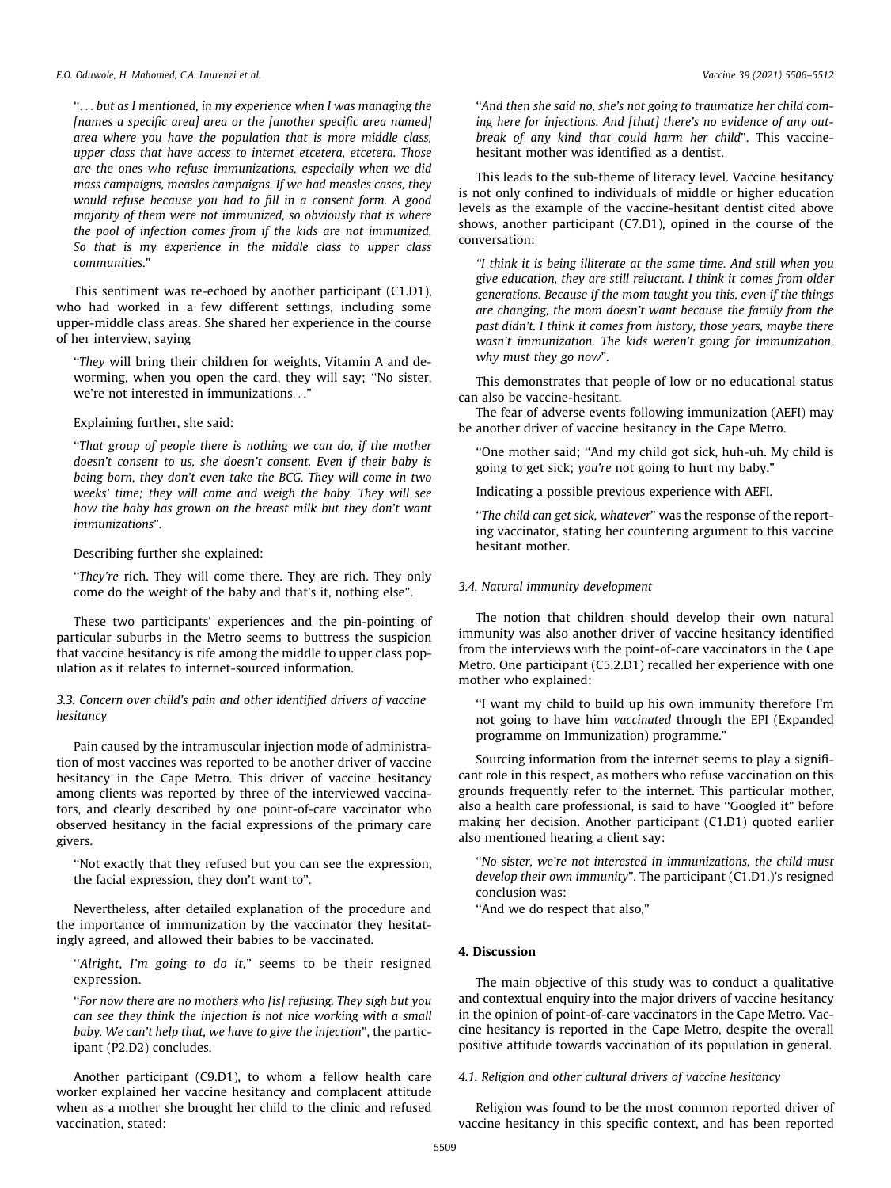"*... but as I mentioned, in my experience when I was managing the [names a specific area] area or the [another specific area named] area where you have the population that is more middle class, upper class that have access to internet etcetera, etcetera. Those are the ones who refuse immunizations, especially when we did mass campaigns, measles campaigns. If we had measles cases, they would refuse because you had to fill in a consent form. A good majority of them were not immunized, so obviously that is where the pool of infection comes from if the kids are not immunized. So that is my experience in the middle class to upper class communities.*"

This sentiment was re-echoed by another participant (C1.D1), who had worked in a few different settings, including some upper-middle class areas. She shared her experience in the course of her interview, saying

"*They* will bring their children for weights, Vitamin A and de-worming, when you open the card, they will say; "No sister, we're not interested in immunizations..."

Explaining further, she said:

"*That group of people there is nothing we can do, if the mother doesn't consent to us, she doesn't consent. Even if their baby is being born, they don't even take the BCG. They will come in two weeks' time; they will come and weigh the baby. They will see how the baby has grown on the breast milk but they don't want immunizations*".

Describing further she explained:

"*They're* rich. They will come there. They are rich. They only come do the weight of the baby and that's it, nothing else".

These two participants' experiences and the pin-pointing of particular suburbs in the Metro seems to buttress the suspicion that vaccine hesitancy is rife among the middle to upper class population as it relates to internet-sourced information.

### 3.3. Concern over child's pain and other identified drivers of vaccine hesitancy

Pain caused by the intramuscular injection mode of administration of most vaccines was reported to be another driver of vaccine hesitancy in the Cape Metro. This driver of vaccine hesitancy among clients was reported by three of the interviewed vaccinators, and clearly described by one point-of-care vaccinator who observed hesitancy in the facial expressions of the primary care givers.

"Not exactly that they refused but you can see the expression, the facial expression, they don't want to".

Nevertheless, after detailed explanation of the procedure and the importance of immunization by the vaccinator they hesitatingly agreed, and allowed their babies to be vaccinated.

"*Alright, I'm going to do it,*" seems to be their resigned expression.

"*For now there are no mothers who [is] refusing. They sigh but you can see they think the injection is not nice working with a small baby. We can't help that, we have to give the injection*", the participant (P2.D2) concludes.

Another participant (C9.D1), to whom a fellow health care worker explained her vaccine hesitancy and complacent attitude when as a mother she brought her child to the clinic and refused vaccination, stated:

"*And then she said no, she's not going to traumatize her child coming here for injections. And [that] there's no evidence of any outbreak of any kind that could harm her child*". This vaccine-hesitant mother was identified as a dentist.

This leads to the sub-theme of literacy level. Vaccine hesitancy is not only confined to individuals of middle or higher education levels as the example of the vaccine-hesitant dentist cited above shows, another participant (C7.D1), opined in the course of the conversation:

*"I think it is being illiterate at the same time. And still when you give education, they are still reluctant. I think it comes from older generations. Because if the mom taught you this, even if the things are changing, the mom doesn't want because the family from the past didn't. I think it comes from history, those years, maybe there wasn't immunization. The kids weren't going for immunization, why must they go now*".

This demonstrates that people of low or no educational status can also be vaccine-hesitant.

The fear of adverse events following immunization (AEFI) may be another driver of vaccine hesitancy in the Cape Metro.

"One mother said; "And my child got sick, huh-uh. My child is going to get sick; *you're* not going to hurt my baby."

Indicating a possible previous experience with AEFI.

"*The child can get sick, whatever*" was the response of the reporting vaccinator, stating her countering argument to this vaccine hesitant mother.

### 3.4. Natural immunity development

The notion that children should develop their own natural immunity was also another driver of vaccine hesitancy identified from the interviews with the point-of-care vaccinators in the Cape Metro. One participant (C5.2.D1) recalled her experience with one mother who explained:

"I want my child to build up his own immunity therefore I'm not going to have him *vaccinated* through the EPI (Expanded programme on Immunization) programme."

Sourcing information from the internet seems to play a significant role in this respect, as mothers who refuse vaccination on this grounds frequently refer to the internet. This particular mother, also a health care professional, is said to have "Googled it" before making her decision. Another participant (C1.D1) quoted earlier also mentioned hearing a client say:

"*No sister, we're not interested in immunizations, the child must develop their own immunity*". The participant (C1.D1.)'s resigned conclusion was:

"And we do respect that also,"

## 4. Discussion

The main objective of this study was to conduct a qualitative and contextual enquiry into the major drivers of vaccine hesitancy in the opinion of point-of-care vaccinators in the Cape Metro. Vaccine hesitancy is reported in the Cape Metro, despite the overall positive attitude towards vaccination of its population in general.

### 4.1. Religion and other cultural drivers of vaccine hesitancy

Religion was found to be the most common reported driver of vaccine hesitancy in this specific context, and has been reported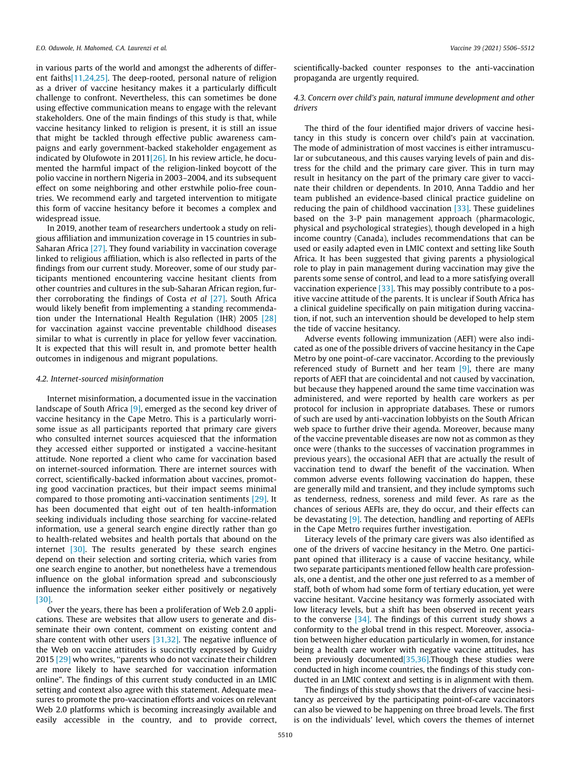in various parts of the world and amongst the adherents of different faiths[11,24,25]. The deep-rooted, personal nature of religion as a driver of vaccine hesitancy makes it a particularly difficult challenge to confront. Nevertheless, this can sometimes be done using effective communication means to engage with the relevant stakeholders. One of the main findings of this study is that, while vaccine hesitancy linked to religion is present, it is still an issue that might be tackled through effective public awareness campaigns and early government-backed stakeholder engagement as indicated by Olufowote in 2011[26]. In his review article, he documented the harmful impact of the religion-linked boycott of the polio vaccine in northern Nigeria in 2003–2004, and its subsequent effect on some neighboring and other erstwhile polio-free countries. We recommend early and targeted intervention to mitigate this form of vaccine hesitancy before it becomes a complex and widespread issue.

In 2019, another team of researchers undertook a study on religious affiliation and immunization coverage in 15 countries in sub-Saharan Africa [27]. They found variability in vaccination coverage linked to religious affiliation, which is also reflected in parts of the findings from our current study. Moreover, some of our study participants mentioned encountering vaccine hesitant clients from other countries and cultures in the sub-Saharan African region, further corroborating the findings of Costa *et al* [27]. South Africa would likely benefit from implementing a standing recommendation under the International Health Regulation (IHR) 2005 [28] for vaccination against vaccine preventable childhood diseases similar to what is currently in place for yellow fever vaccination. It is expected that this will result in, and promote better health outcomes in indigenous and migrant populations.

### 4.2. Internet-sourced misinformation

Internet misinformation, a documented issue in the vaccination landscape of South Africa [9], emerged as the second key driver of vaccine hesitancy in the Cape Metro. This is a particularly worrisome issue as all participants reported that primary care givers who consulted internet sources acquiesced that the information they accessed either supported or instigated a vaccine-hesitant attitude. None reported a client who came for vaccination based on internet-sourced information. There are internet sources with correct, scientifically-backed information about vaccines, promoting good vaccination practices, but their impact seems minimal compared to those promoting anti-vaccination sentiments [29]. It has been documented that eight out of ten health-information seeking individuals including those searching for vaccine-related information, use a general search engine directly rather than go to health-related websites and health portals that abound on the internet [30]. The results generated by these search engines depend on their selection and sorting criteria, which varies from one search engine to another, but nonetheless have a tremendous influence on the global information spread and subconsciously influence the information seeker either positively or negatively [30].

Over the years, there has been a proliferation of Web 2.0 applications. These are websites that allow users to generate and disseminate their own content, comment on existing content and share content with other users [31,32]. The negative influence of the Web on vaccine attitudes is succinctly expressed by Guidry 2015 [29] who writes, "parents who do not vaccinate their children are more likely to have searched for vaccination information online". The findings of this current study conducted in an LMIC setting and context also agree with this statement. Adequate measures to promote the pro-vaccination efforts and voices on relevant Web 2.0 platforms which is becoming increasingly available and easily accessible in the country, and to provide correct, scientifically-backed counter responses to the anti-vaccination propaganda are urgently required.

### 4.3. Concern over child's pain, natural immune development and other drivers

The third of the four identified major drivers of vaccine hesitancy in this study is concern over child's pain at vaccination. The mode of administration of most vaccines is either intramuscular or subcutaneous, and this causes varying levels of pain and distress for the child and the primary care giver. This in turn may result in hesitancy on the part of the primary care giver to vaccinate their children or dependents. In 2010, Anna Taddio and her team published an evidence-based clinical practice guideline on reducing the pain of childhood vaccination [33]. These guidelines based on the 3-P pain management approach (pharmacologic, physical and psychological strategies), though developed in a high income country (Canada), includes recommendations that can be used or easily adapted even in LMIC context and setting like South Africa. It has been suggested that giving parents a physiological role to play in pain management during vaccination may give the parents some sense of control, and lead to a more satisfying overall vaccination experience [33]. This may possibly contribute to a positive vaccine attitude of the parents. It is unclear if South Africa has a clinical guideline specifically on pain mitigation during vaccination, if not, such an intervention should be developed to help stem the tide of vaccine hesitancy.

Adverse events following immunization (AEFI) were also indicated as one of the possible drivers of vaccine hesitancy in the Cape Metro by one point-of-care vaccinator. According to the previously referenced study of Burnett and her team [9], there are many reports of AEFI that are coincidental and not caused by vaccination, but because they happened around the same time vaccination was administered, and were reported by health care workers as per protocol for inclusion in appropriate databases. These or rumors of such are used by anti-vaccination lobbyists on the South African web space to further drive their agenda. Moreover, because many of the vaccine preventable diseases are now not as common as they once were (thanks to the successes of vaccination programmes in previous years), the occasional AEFI that are actually the result of vaccination tend to dwarf the benefit of the vaccination. When common adverse events following vaccination do happen, these are generally mild and transient, and they include symptoms such as tenderness, redness, soreness and mild fever. As rare as the chances of serious AEFIs are, they do occur, and their effects can be devastating [9]. The detection, handling and reporting of AEFIs in the Cape Metro requires further investigation.

Literacy levels of the primary care givers was also identified as one of the drivers of vaccine hesitancy in the Metro. One participant opined that illiteracy is a cause of vaccine hesitancy, while two separate participants mentioned fellow health care professionals, one a dentist, and the other one just referred to as a member of staff, both of whom had some form of tertiary education, yet were vaccine hesitant. Vaccine hesitancy was formerly associated with low literacy levels, but a shift has been observed in recent years to the converse [34]. The findings of this current study shows a conformity to the global trend in this respect. Moreover, association between higher education particularly in women, for instance being a health care worker with negative vaccine attitudes, has been previously documented[35,36].Though these studies were conducted in high income countries, the findings of this study conducted in an LMIC context and setting is in alignment with them.

The findings of this study shows that the drivers of vaccine hesitancy as perceived by the participating point-of-care vaccinators can also be viewed to be happening on three broad levels. The first is on the individuals' level, which covers the themes of internet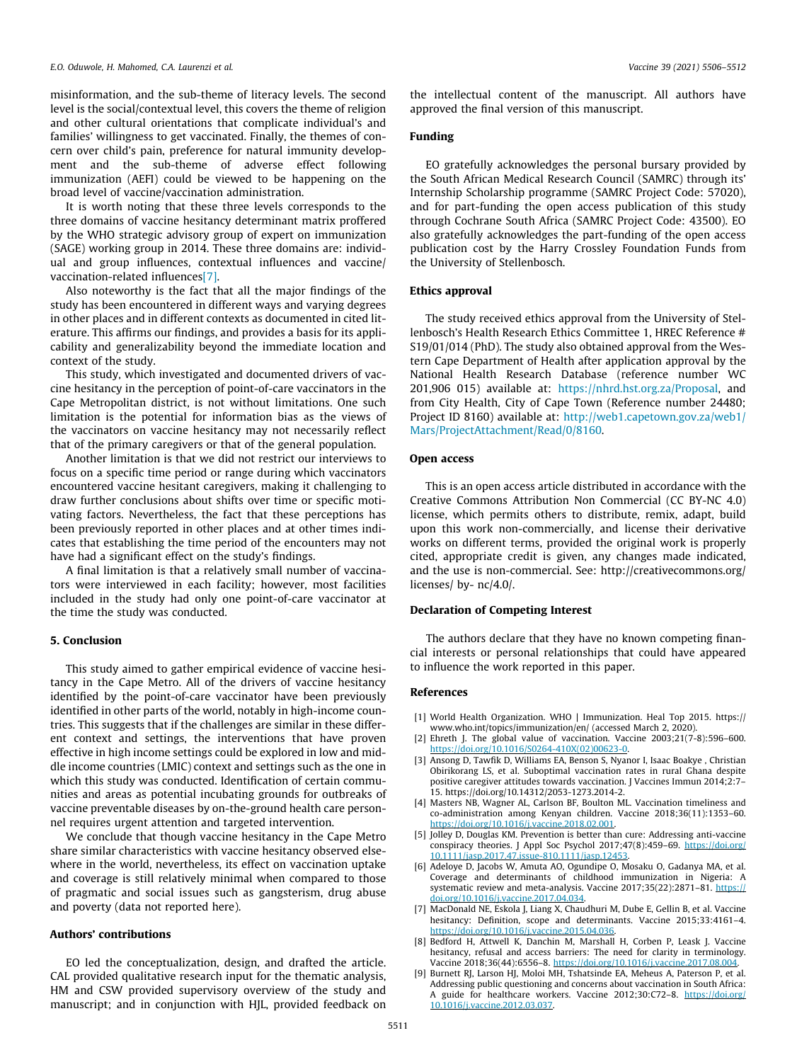misinformation, and the sub-theme of literacy levels. The second level is the social/contextual level, this covers the theme of religion and other cultural orientations that complicate individual's and families' willingness to get vaccinated. Finally, the themes of concern over child's pain, preference for natural immunity development and the sub-theme of adverse effect following immunization (AEFI) could be viewed to be happening on the broad level of vaccine/vaccination administration.

It is worth noting that these three levels corresponds to the three domains of vaccine hesitancy determinant matrix proffered by the WHO strategic advisory group of expert on immunization (SAGE) working group in 2014. These three domains are: individual and group influences, contextual influences and vaccine/vaccination-related influences[7].

Also noteworthy is the fact that all the major findings of the study has been encountered in different ways and varying degrees in other places and in different contexts as documented in cited literature. This affirms our findings, and provides a basis for its applicability and generalizability beyond the immediate location and context of the study.

This study, which investigated and documented drivers of vaccine hesitancy in the perception of point-of-care vaccinators in the Cape Metropolitan district, is not without limitations. One such limitation is the potential for information bias as the views of the vaccinators on vaccine hesitancy may not necessarily reflect that of the primary caregivers or that of the general population.

Another limitation is that we did not restrict our interviews to focus on a specific time period or range during which vaccinators encountered vaccine hesitant caregivers, making it challenging to draw further conclusions about shifts over time or specific motivating factors. Nevertheless, the fact that these perceptions has been previously reported in other places and at other times indicates that establishing the time period of the encounters may not have had a significant effect on the study's findings.

A final limitation is that a relatively small number of vaccinators were interviewed in each facility; however, most facilities included in the study had only one point-of-care vaccinator at the time the study was conducted.

## 5. Conclusion

This study aimed to gather empirical evidence of vaccine hesitancy in the Cape Metro. All of the drivers of vaccine hesitancy identified by the point-of-care vaccinator have been previously identified in other parts of the world, notably in high-income countries. This suggests that if the challenges are similar in these different context and settings, the interventions that have proven effective in high income settings could be explored in low and middle income countries (LMIC) context and settings such as the one in which this study was conducted. Identification of certain communities and areas as potential incubating grounds for outbreaks of vaccine preventable diseases by on-the-ground health care personnel requires urgent attention and targeted intervention.

We conclude that though vaccine hesitancy in the Cape Metro share similar characteristics with vaccine hesitancy observed elsewhere in the world, nevertheless, its effect on vaccination uptake and coverage is still relatively minimal when compared to those of pragmatic and social issues such as gangsterism, drug abuse and poverty (data not reported here).

## Authors' contributions

EO led the conceptualization, design, and drafted the article. CAL provided qualitative research input for the thematic analysis, HM and CSW provided supervisory overview of the study and manuscript; and in conjunction with HJL, provided feedback on the intellectual content of the manuscript. All authors have approved the final version of this manuscript.

## Funding

EO gratefully acknowledges the personal bursary provided by the South African Medical Research Council (SAMRC) through its' Internship Scholarship programme (SAMRC Project Code: 57020), and for part-funding the open access publication of this study through Cochrane South Africa (SAMRC Project Code: 43500). EO also gratefully acknowledges the part-funding of the open access publication cost by the Harry Crossley Foundation Funds from the University of Stellenbosch.

## Ethics approval

The study received ethics approval from the University of Stellenbosch's Health Research Ethics Committee 1, HREC Reference # S19/01/014 (PhD). The study also obtained approval from the Western Cape Department of Health after application approval by the National Health Research Database (reference number WC 201,906 015) available at: https://nhrd.hst.org.za/Proposal, and from City Health, City of Cape Town (Reference number 24480; Project ID 8160) available at: http://web1.capetown.gov.za/web1/Mars/ProjectAttachment/Read/0/8160.

## Open access

This is an open access article distributed in accordance with the Creative Commons Attribution Non Commercial (CC BY-NC 4.0) license, which permits others to distribute, remix, adapt, build upon this work non-commercially, and license their derivative works on different terms, provided the original work is properly cited, appropriate credit is given, any changes made indicated, and the use is non-commercial. See: http://creativecommons.org/licenses/ by- nc/4.0/.

## Declaration of Competing Interest

The authors declare that they have no known competing financial interests or personal relationships that could have appeared to influence the work reported in this paper.

## References

[1] World Health Organization. WHO | Immunization. Heal Top 2015. https://www.who.int/topics/immunization/en/ (accessed March 2, 2020).

[2] Ehreth J. The global value of vaccination. Vaccine 2003;21(7-8):596–600. https://doi.org/10.1016/S0264-410X(02)00623-0.

[3] Ansong D, Tawfik D, Williams EA, Benson S, Nyanor I, Isaac Boakye , Christian Obirikorang LS, et al. Suboptimal vaccination rates in rural Ghana despite positive caregiver attitudes towards vaccination. J Vaccines Immun 2014;2:7–15. https://doi.org/10.14312/2053-1273.2014-2.

[4] Masters NB, Wagner AL, Carlson BF, Boulton ML. Vaccination timeliness and co-administration among Kenyan children. Vaccine 2018;36(11):1353–60. https://doi.org/10.1016/j.vaccine.2018.02.001.

[5] Jolley D, Douglas KM. Prevention is better than cure: Addressing anti-vaccine conspiracy theories. J Appl Soc Psychol 2017;47(8):459–69. https://doi.org/10.1111/jasp.2017.47.issue-810.1111/jasp.12453.

[6] Adeloye D, Jacobs W, Amuta AO, Ogundipe O, Mosaku O, Gadanya MA, et al. Coverage and determinants of childhood immunization in Nigeria: A systematic review and meta-analysis. Vaccine 2017;35(22):2871–81. https://doi.org/10.1016/j.vaccine.2017.04.034.

[7] MacDonald NE, Eskola J, Liang X, Chaudhuri M, Dube E, Gellin B, et al. Vaccine hesitancy: Definition, scope and determinants. Vaccine 2015;33:4161–4. https://doi.org/10.1016/j.vaccine.2015.04.036.

[8] Bedford H, Attwell K, Danchin M, Marshall H, Corben P, Leask J. Vaccine hesitancy, refusal and access barriers: The need for clarity in terminology. Vaccine 2018;36(44):6556–8. https://doi.org/10.1016/j.vaccine.2017.08.004.

[9] Burnett RJ, Larson HJ, Moloi MH, Tshatsinde EA, Meheus A, Paterson P, et al. Addressing public questioning and concerns about vaccination in South Africa: A guide for healthcare workers. Vaccine 2012;30:C72–8. https://doi.org/10.1016/j.vaccine.2012.03.037.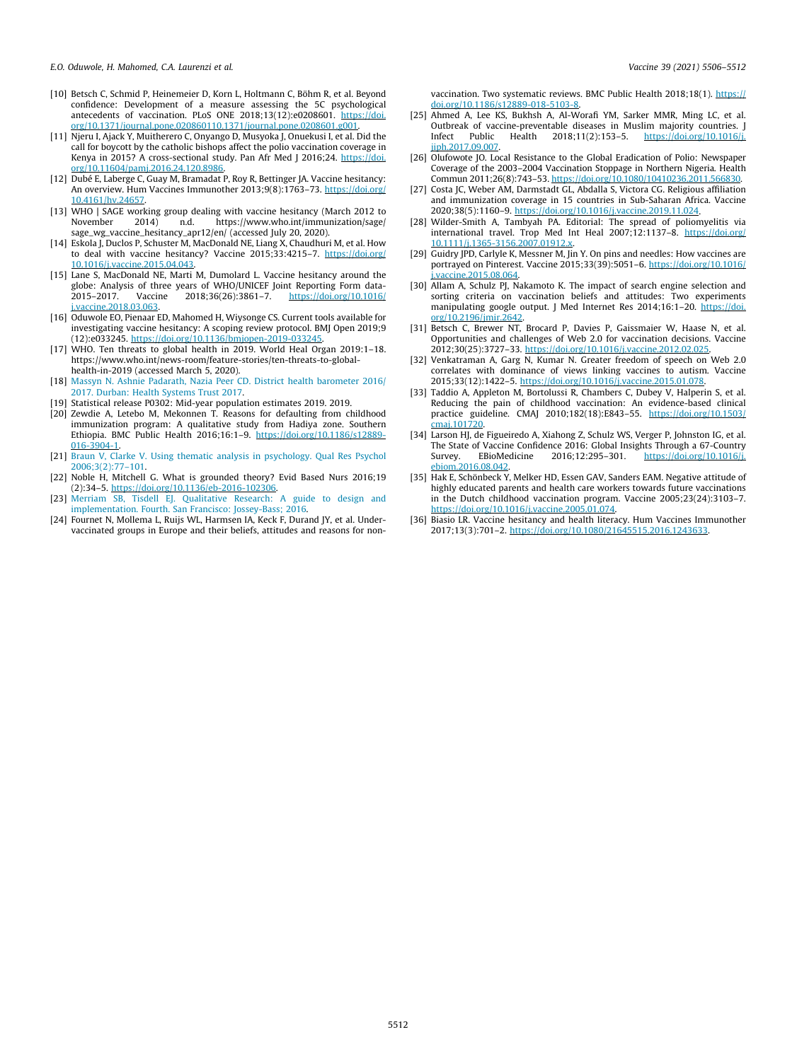[10] Betsch C, Schmid P, Heinemeier D, Korn L, Holtmann C, Böhm R, et al. Beyond confidence: Development of a measure assessing the 5C psychological antecedents of vaccination. PLoS ONE 2018;13(12):e0208601. https://doi.org/10.1371/journal.pone.020860110.1371/journal.pone.0208601.g001.

[11] Njeru I, Ajack Y, Muitherero C, Onyango D, Musyoka J, Onuekusi I, et al. Did the call for boycott by the catholic bishops affect the polio vaccination coverage in Kenya in 2015? A cross-sectional study. Pan Afr Med J 2016;24. https://doi.org/10.11604/pamj.2016.24.120.8986.

[12] Dubé E, Laberge C, Guay M, Bramadat P, Roy R, Bettinger JA. Vaccine hesitancy: An overview. Hum Vaccines Immunother 2013;9(8):1763–73. https://doi.org/10.4161/hv.24657.

[13] WHO | SAGE working group dealing with vaccine hesitancy (March 2012 to November 2014) n.d. https://www.who.int/immunization/sage/sage_wg_vaccine_hesitancy_apr12/en/ (accessed July 20, 2020).

[14] Eskola J, Duclos P, Schuster M, MacDonald NE, Liang X, Chaudhuri M, et al. How to deal with vaccine hesitancy? Vaccine 2015;33:4215–7. https://doi.org/10.1016/j.vaccine.2015.04.043.

[15] Lane S, MacDonald NE, Marti M, Dumolard L. Vaccine hesitancy around the globe: Analysis of three years of WHO/UNICEF Joint Reporting Form data-2015–2017. Vaccine 2018;36(26):3861–7. https://doi.org/10.1016/j.vaccine.2018.03.063.

[16] Oduwole EO, Pienaar ED, Mahomed H, Wiysonge CS. Current tools available for investigating vaccine hesitancy: A scoping review protocol. BMJ Open 2019;9(12):e033245. https://doi.org/10.1136/bmjopen-2019-033245.

[17] WHO. Ten threats to global health in 2019. World Heal Organ 2019:1–18. https://www.who.int/news-room/feature-stories/ten-threats-to-global-health-in-2019 (accessed March 5, 2020).

[18] Massyn N. Ashnie Padarath, Nazia Peer CD. District health barometer 2016/2017. Durban: Health Systems Trust 2017.

[19] Statistical release P0302: Mid-year population estimates 2019. 2019.

[20] Zewdie A, Letebo M, Mekonnen T. Reasons for defaulting from childhood immunization program: A qualitative study from Hadiya zone. Southern Ethiopia. BMC Public Health 2016;16:1–9. https://doi.org/10.1186/s12889-016-3904-1.

[21] Braun V, Clarke V. Using thematic analysis in psychology. Qual Res Psychol 2006;3(2):77–101.

[22] Noble H, Mitchell G. What is grounded theory? Evid Based Nurs 2016;19(2):34–5. https://doi.org/10.1136/eb-2016-102306.

[23] Merriam SB, Tisdell EJ. Qualitative Research: A guide to design and implementation. Fourth. San Francisco: Jossey-Bass; 2016.

[24] Fournet N, Mollema L, Ruijs WL, Harmsen IA, Keck F, Durand JY, et al. Under-vaccinated groups in Europe and their beliefs, attitudes and reasons for non-vaccination. Two systematic reviews. BMC Public Health 2018;18(1). https://doi.org/10.1186/s12889-018-5103-8.

[25] Ahmed A, Lee KS, Bukhsh A, Al-Worafi YM, Sarker MMR, Ming LC, et al. Outbreak of vaccine-preventable diseases in Muslim majority countries. J Infect Public Health 2018;11(2):153–5. https://doi.org/10.1016/j.jiph.2017.09.007.

[26] Olufowote JO. Local Resistance to the Global Eradication of Polio: Newspaper Coverage of the 2003–2004 Vaccination Stoppage in Northern Nigeria. Health Commun 2011;26(8):743–53. https://doi.org/10.1080/10410236.2011.566830.

[27] Costa JC, Weber AM, Darmstadt GL, Abdalla S, Victora CG. Religious affiliation and immunization coverage in 15 countries in Sub-Saharan Africa. Vaccine 2020;38(5):1160–9. https://doi.org/10.1016/j.vaccine.2019.11.024.

[28] Wilder-Smith A, Tambyah PA. Editorial: The spread of poliomyelitis via international travel. Trop Med Int Heal 2007;12:1137–8. https://doi.org/10.1111/j.1365-3156.2007.01912.x.

[29] Guidry JPD, Carlyle K, Messner M, Jin Y. On pins and needles: How vaccines are portrayed on Pinterest. Vaccine 2015;33(39):5051–6. https://doi.org/10.1016/j.vaccine.2015.08.064.

[30] Allam A, Schulz PJ, Nakamoto K. The impact of search engine selection and sorting criteria on vaccination beliefs and attitudes: Two experiments manipulating google output. J Med Internet Res 2014;16:1–20. https://doi.org/10.2196/jmir.2642.

[31] Betsch C, Brewer NT, Brocard P, Davies P, Gaissmaier W, Haase N, et al. Opportunities and challenges of Web 2.0 for vaccination decisions. Vaccine 2012;30(25):3727–33. https://doi.org/10.1016/j.vaccine.2012.02.025.

[32] Venkatraman A, Garg N, Kumar N. Greater freedom of speech on Web 2.0 correlates with dominance of views linking vaccines to autism. Vaccine 2015;33(12):1422–5. https://doi.org/10.1016/j.vaccine.2015.01.078.

[33] Taddio A, Appleton M, Bortolussi R, Chambers C, Dubey V, Halperin S, et al. Reducing the pain of childhood vaccination: An evidence-based clinical practice guideline. CMAJ 2010;182(18):E843–55. https://doi.org/10.1503/cmaj.101720.

[34] Larson HJ, de Figueiredo A, Xiahong Z, Schulz WS, Verger P, Johnston IG, et al. The State of Vaccine Confidence 2016: Global Insights Through a 67-Country Survey. EBioMedicine 2016;12:295–301. https://doi.org/10.1016/j.ebiom.2016.08.042.

[35] Hak E, Schönbeck Y, Melker HD, Essen GAV, Sanders EAM. Negative attitude of highly educated parents and health care workers towards future vaccinations in the Dutch childhood vaccination program. Vaccine 2005;23(24):3103–7. https://doi.org/10.1016/j.vaccine.2005.01.074.

[36] Biasio LR. Vaccine hesitancy and health literacy. Hum Vaccines Immunother 2017;13(3):701–2. https://doi.org/10.1080/21645515.2016.1243633.